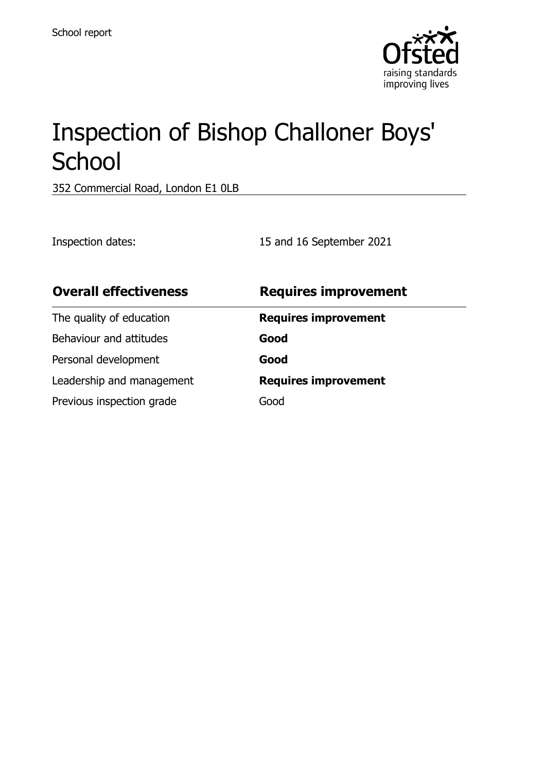School report

# Inspection of Bishop Challoner Boys' School

352 Commercial Road, London E1 0LB

Inspection dates: 15 and 16 September 2021

| **Overall effectiveness** | **Requires improvement** |
| --- | --- |
| The quality of education | **Requires improvement** |
| Behaviour and attitudes | **Good** |
| Personal development | **Good** |
| Leadership and management | **Requires improvement** |
| Previous inspection grade | Good |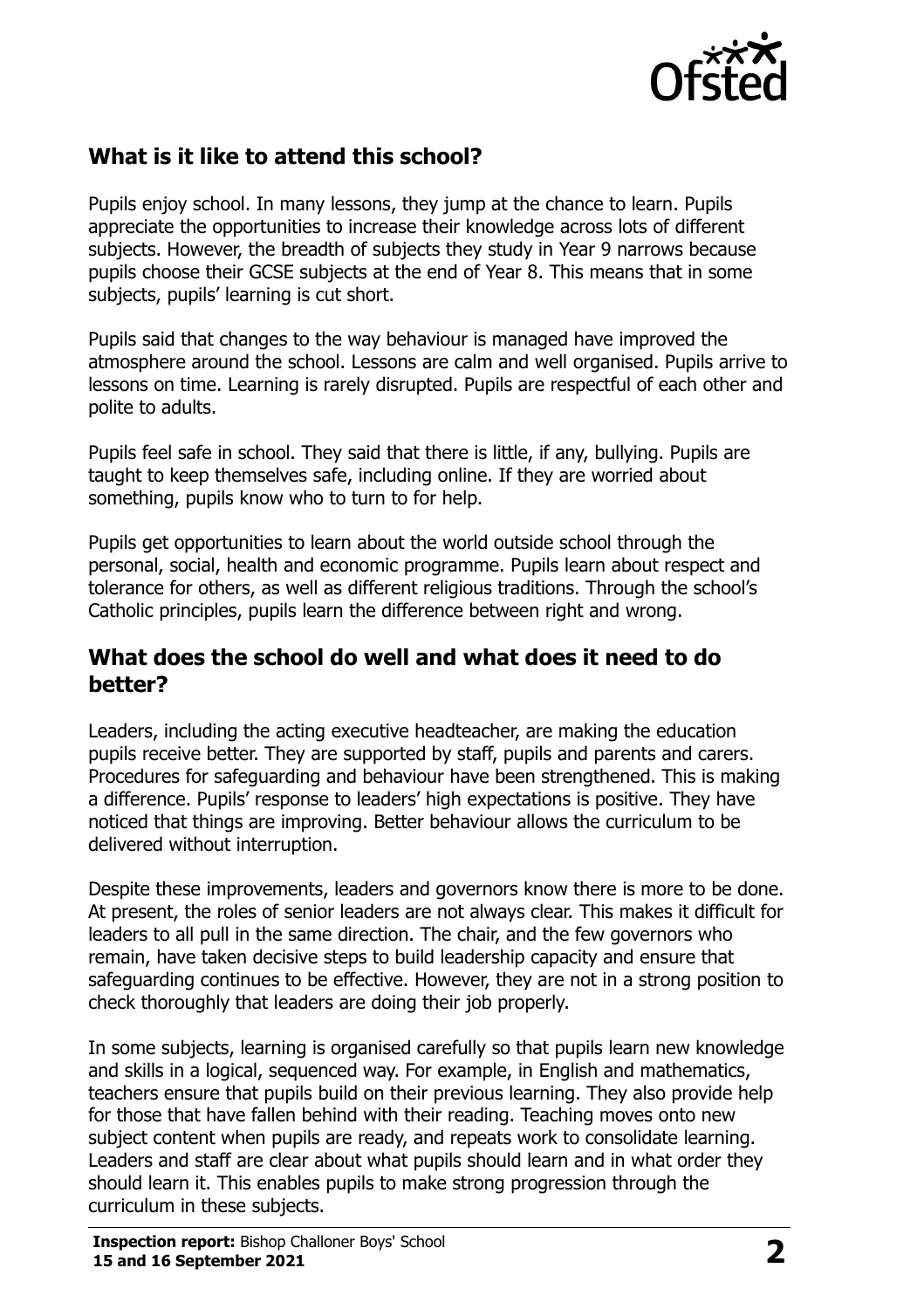## What is it like to attend this school?

Pupils enjoy school. In many lessons, they jump at the chance to learn. Pupils appreciate the opportunities to increase their knowledge across lots of different subjects. However, the breadth of subjects they study in Year 9 narrows because pupils choose their GCSE subjects at the end of Year 8. This means that in some subjects, pupils' learning is cut short.

Pupils said that changes to the way behaviour is managed have improved the atmosphere around the school. Lessons are calm and well organised. Pupils arrive to lessons on time. Learning is rarely disrupted. Pupils are respectful of each other and polite to adults.

Pupils feel safe in school. They said that there is little, if any, bullying. Pupils are taught to keep themselves safe, including online. If they are worried about something, pupils know who to turn to for help.

Pupils get opportunities to learn about the world outside school through the personal, social, health and economic programme. Pupils learn about respect and tolerance for others, as well as different religious traditions. Through the school's Catholic principles, pupils learn the difference between right and wrong.

## What does the school do well and what does it need to do better?

Leaders, including the acting executive headteacher, are making the education pupils receive better. They are supported by staff, pupils and parents and carers. Procedures for safeguarding and behaviour have been strengthened. This is making a difference. Pupils' response to leaders' high expectations is positive. They have noticed that things are improving. Better behaviour allows the curriculum to be delivered without interruption.

Despite these improvements, leaders and governors know there is more to be done. At present, the roles of senior leaders are not always clear. This makes it difficult for leaders to all pull in the same direction. The chair, and the few governors who remain, have taken decisive steps to build leadership capacity and ensure that safeguarding continues to be effective. However, they are not in a strong position to check thoroughly that leaders are doing their job properly.

In some subjects, learning is organised carefully so that pupils learn new knowledge and skills in a logical, sequenced way. For example, in English and mathematics, teachers ensure that pupils build on their previous learning. They also provide help for those that have fallen behind with their reading. Teaching moves onto new subject content when pupils are ready, and repeats work to consolidate learning. Leaders and staff are clear about what pupils should learn and in what order they should learn it. This enables pupils to make strong progression through the curriculum in these subjects.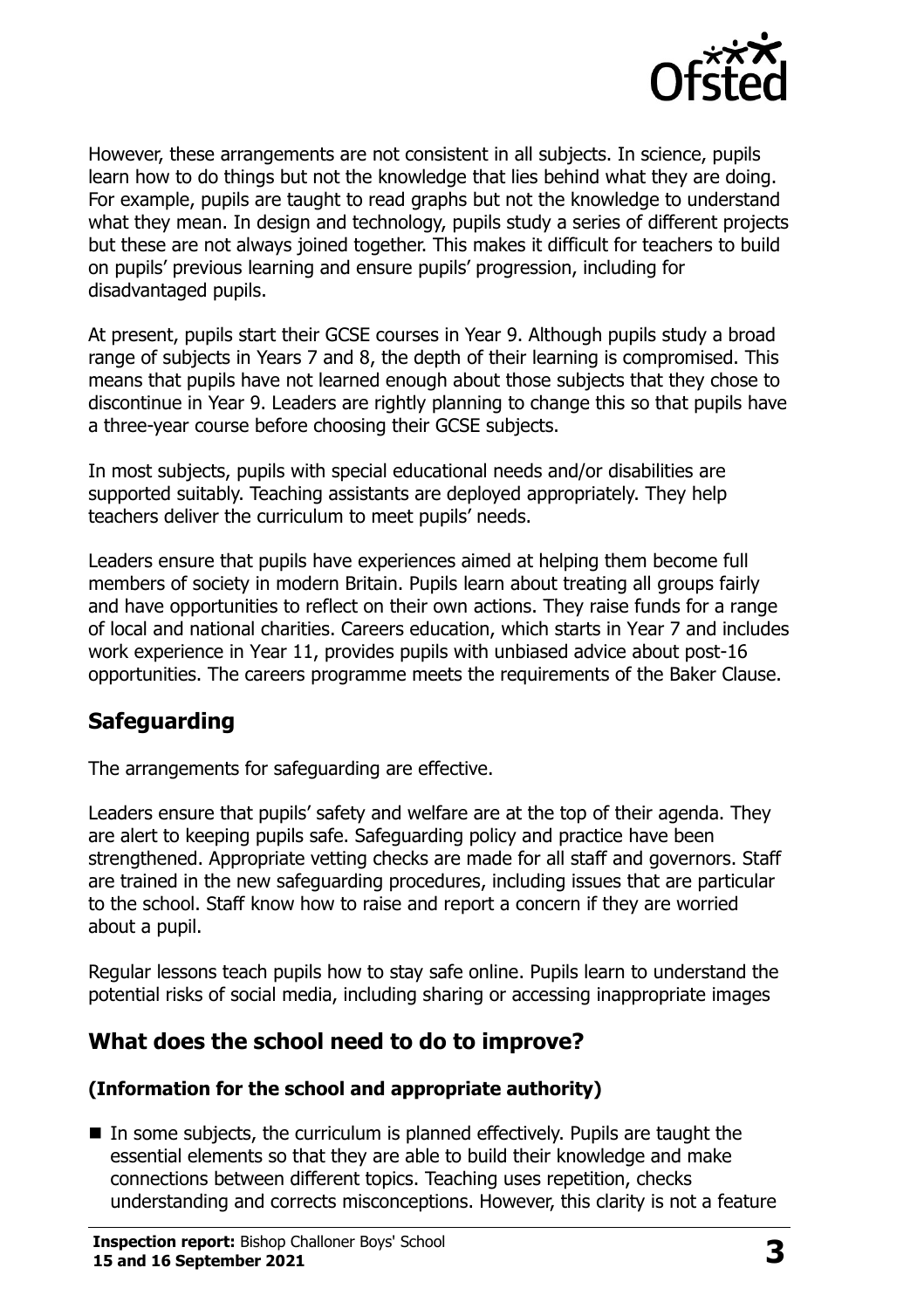However, these arrangements are not consistent in all subjects. In science, pupils learn how to do things but not the knowledge that lies behind what they are doing. For example, pupils are taught to read graphs but not the knowledge to understand what they mean. In design and technology, pupils study a series of different projects but these are not always joined together. This makes it difficult for teachers to build on pupils' previous learning and ensure pupils' progression, including for disadvantaged pupils.

At present, pupils start their GCSE courses in Year 9. Although pupils study a broad range of subjects in Years 7 and 8, the depth of their learning is compromised. This means that pupils have not learned enough about those subjects that they chose to discontinue in Year 9. Leaders are rightly planning to change this so that pupils have a three-year course before choosing their GCSE subjects.

In most subjects, pupils with special educational needs and/or disabilities are supported suitably. Teaching assistants are deployed appropriately. They help teachers deliver the curriculum to meet pupils' needs.

Leaders ensure that pupils have experiences aimed at helping them become full members of society in modern Britain. Pupils learn about treating all groups fairly and have opportunities to reflect on their own actions. They raise funds for a range of local and national charities. Careers education, which starts in Year 7 and includes work experience in Year 11, provides pupils with unbiased advice about post-16 opportunities. The careers programme meets the requirements of the Baker Clause.

## Safeguarding

The arrangements for safeguarding are effective.

Leaders ensure that pupils' safety and welfare are at the top of their agenda. They are alert to keeping pupils safe. Safeguarding policy and practice have been strengthened. Appropriate vetting checks are made for all staff and governors. Staff are trained in the new safeguarding procedures, including issues that are particular to the school. Staff know how to raise and report a concern if they are worried about a pupil.

Regular lessons teach pupils how to stay safe online. Pupils learn to understand the potential risks of social media, including sharing or accessing inappropriate images

## What does the school need to do to improve?

### (Information for the school and appropriate authority)

- In some subjects, the curriculum is planned effectively. Pupils are taught the essential elements so that they are able to build their knowledge and make connections between different topics. Teaching uses repetition, checks understanding and corrects misconceptions. However, this clarity is not a feature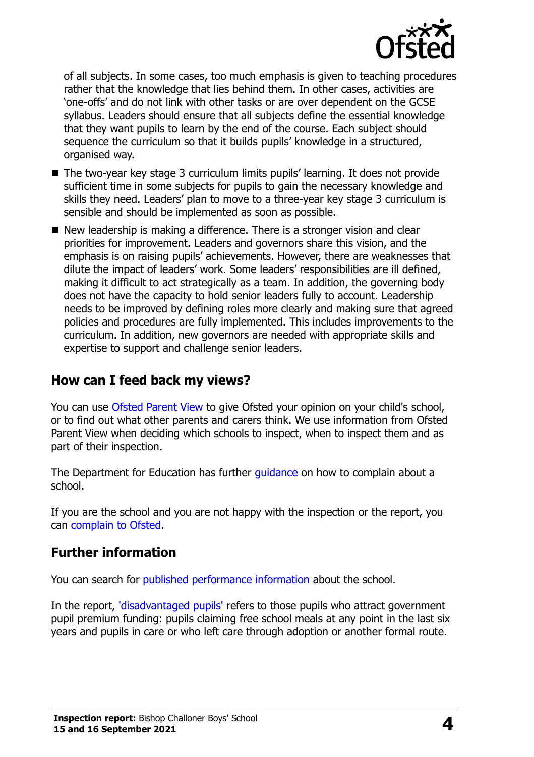of all subjects. In some cases, too much emphasis is given to teaching procedures rather that the knowledge that lies behind them. In other cases, activities are 'one-offs' and do not link with other tasks or are over dependent on the GCSE syllabus. Leaders should ensure that all subjects define the essential knowledge that they want pupils to learn by the end of the course. Each subject should sequence the curriculum so that it builds pupils' knowledge in a structured, organised way.

- The two-year key stage 3 curriculum limits pupils' learning. It does not provide sufficient time in some subjects for pupils to gain the necessary knowledge and skills they need. Leaders' plan to move to a three-year key stage 3 curriculum is sensible and should be implemented as soon as possible.
- New leadership is making a difference. There is a stronger vision and clear priorities for improvement. Leaders and governors share this vision, and the emphasis is on raising pupils' achievements. However, there are weaknesses that dilute the impact of leaders' work. Some leaders' responsibilities are ill defined, making it difficult to act strategically as a team. In addition, the governing body does not have the capacity to hold senior leaders fully to account. Leadership needs to be improved by defining roles more clearly and making sure that agreed policies and procedures are fully implemented. This includes improvements to the curriculum. In addition, new governors are needed with appropriate skills and expertise to support and challenge senior leaders.

## How can I feed back my views?

You can use Ofsted Parent View to give Ofsted your opinion on your child's school, or to find out what other parents and carers think. We use information from Ofsted Parent View when deciding which schools to inspect, when to inspect them and as part of their inspection.

The Department for Education has further guidance on how to complain about a school.

If you are the school and you are not happy with the inspection or the report, you can complain to Ofsted.

## Further information

You can search for published performance information about the school.

In the report, 'disadvantaged pupils' refers to those pupils who attract government pupil premium funding: pupils claiming free school meals at any point in the last six years and pupils in care or who left care through adoption or another formal route.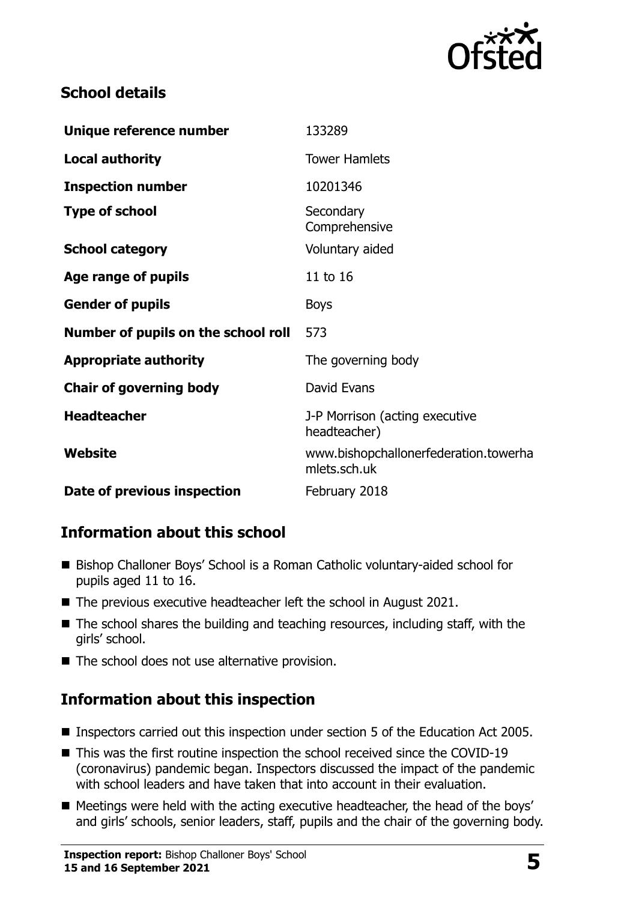## School details

| Unique reference number | 133289 |
| --- | --- |
| **Local authority** | Tower Hamlets |
| **Inspection number** | 10201346 |
| **Type of school** | Secondary Comprehensive |
| **School category** | Voluntary aided |
| **Age range of pupils** | 11 to 16 |
| **Gender of pupils** | Boys |
| **Number of pupils on the school roll** | 573 |
| **Appropriate authority** | The governing body |
| **Chair of governing body** | David Evans |
| **Headteacher** | J-P Morrison (acting executive headteacher) |
| **Website** | www.bishopchallonerfederation.towerhamlets.sch.uk |
| **Date of previous inspection** | February 2018 |

## Information about this school

- Bishop Challoner Boys' School is a Roman Catholic voluntary-aided school for pupils aged 11 to 16.
- The previous executive headteacher left the school in August 2021.
- The school shares the building and teaching resources, including staff, with the girls' school.
- The school does not use alternative provision.

## Information about this inspection

- Inspectors carried out this inspection under section 5 of the Education Act 2005.
- This was the first routine inspection the school received since the COVID-19 (coronavirus) pandemic began. Inspectors discussed the impact of the pandemic with school leaders and have taken that into account in their evaluation.
- Meetings were held with the acting executive headteacher, the head of the boys' and girls' schools, senior leaders, staff, pupils and the chair of the governing body.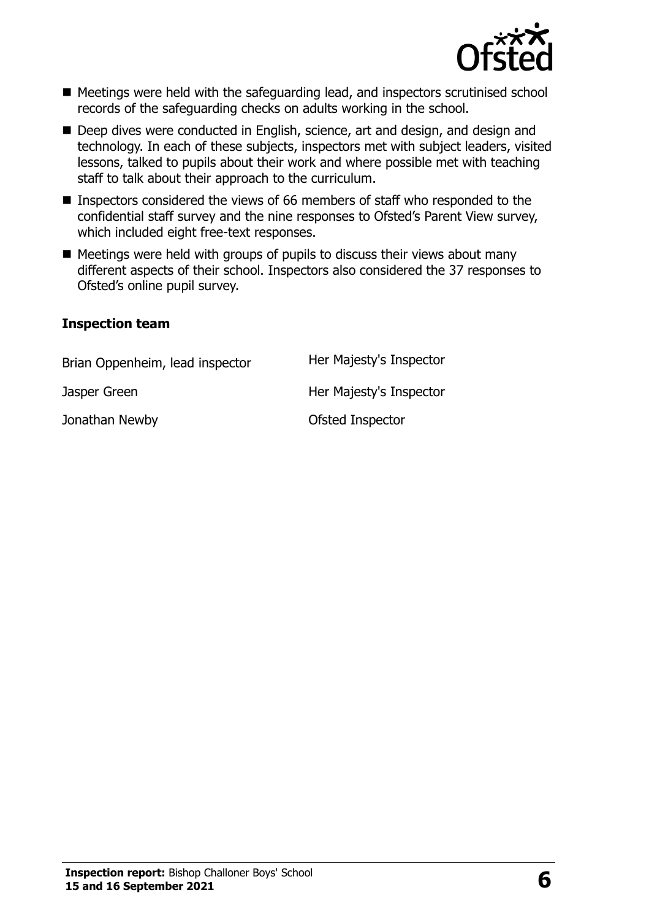- Meetings were held with the safeguarding lead, and inspectors scrutinised school records of the safeguarding checks on adults working in the school.
- Deep dives were conducted in English, science, art and design, and design and technology. In each of these subjects, inspectors met with subject leaders, visited lessons, talked to pupils about their work and where possible met with teaching staff to talk about their approach to the curriculum.
- Inspectors considered the views of 66 members of staff who responded to the confidential staff survey and the nine responses to Ofsted's Parent View survey, which included eight free-text responses.
- Meetings were held with groups of pupils to discuss their views about many different aspects of their school. Inspectors also considered the 37 responses to Ofsted's online pupil survey.

### Inspection team

| | |
|---|---|
| Brian Oppenheim, lead inspector | Her Majesty's Inspector |
| Jasper Green | Her Majesty's Inspector |
| Jonathan Newby | Ofsted Inspector |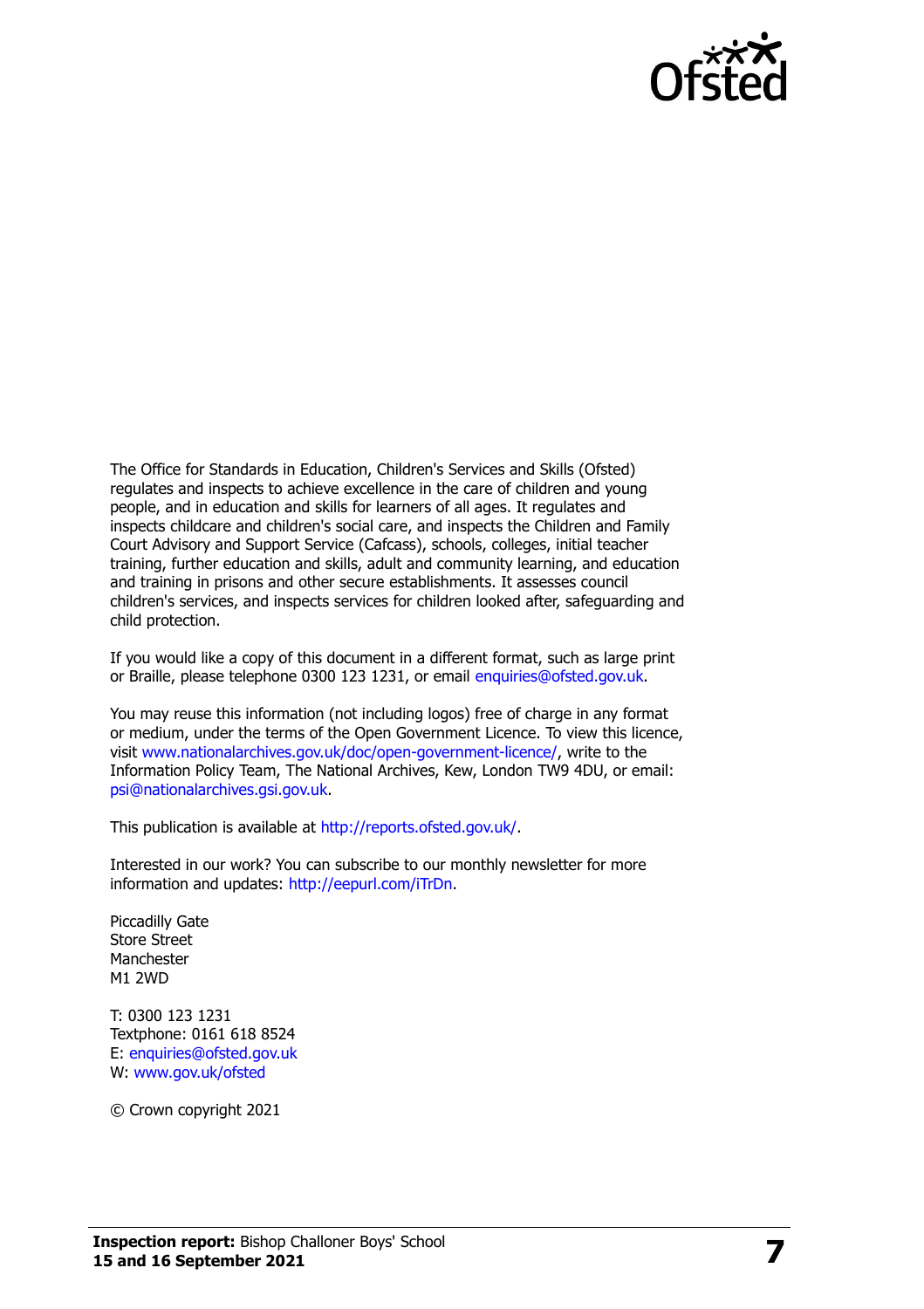The Office for Standards in Education, Children's Services and Skills (Ofsted) regulates and inspects to achieve excellence in the care of children and young people, and in education and skills for learners of all ages. It regulates and inspects childcare and children's social care, and inspects the Children and Family Court Advisory and Support Service (Cafcass), schools, colleges, initial teacher training, further education and skills, adult and community learning, and education and training in prisons and other secure establishments. It assesses council children's services, and inspects services for children looked after, safeguarding and child protection.

If you would like a copy of this document in a different format, such as large print or Braille, please telephone 0300 123 1231, or email enquiries@ofsted.gov.uk.

You may reuse this information (not including logos) free of charge in any format or medium, under the terms of the Open Government Licence. To view this licence, visit www.nationalarchives.gov.uk/doc/open-government-licence/, write to the Information Policy Team, The National Archives, Kew, London TW9 4DU, or email: psi@nationalarchives.gsi.gov.uk.

This publication is available at http://reports.ofsted.gov.uk/.

Interested in our work? You can subscribe to our monthly newsletter for more information and updates: http://eepurl.com/iTrDn.

Piccadilly Gate
Store Street
Manchester
M1 2WD

T: 0300 123 1231
Textphone: 0161 618 8524
E: enquiries@ofsted.gov.uk
W: www.gov.uk/ofsted

© Crown copyright 2021